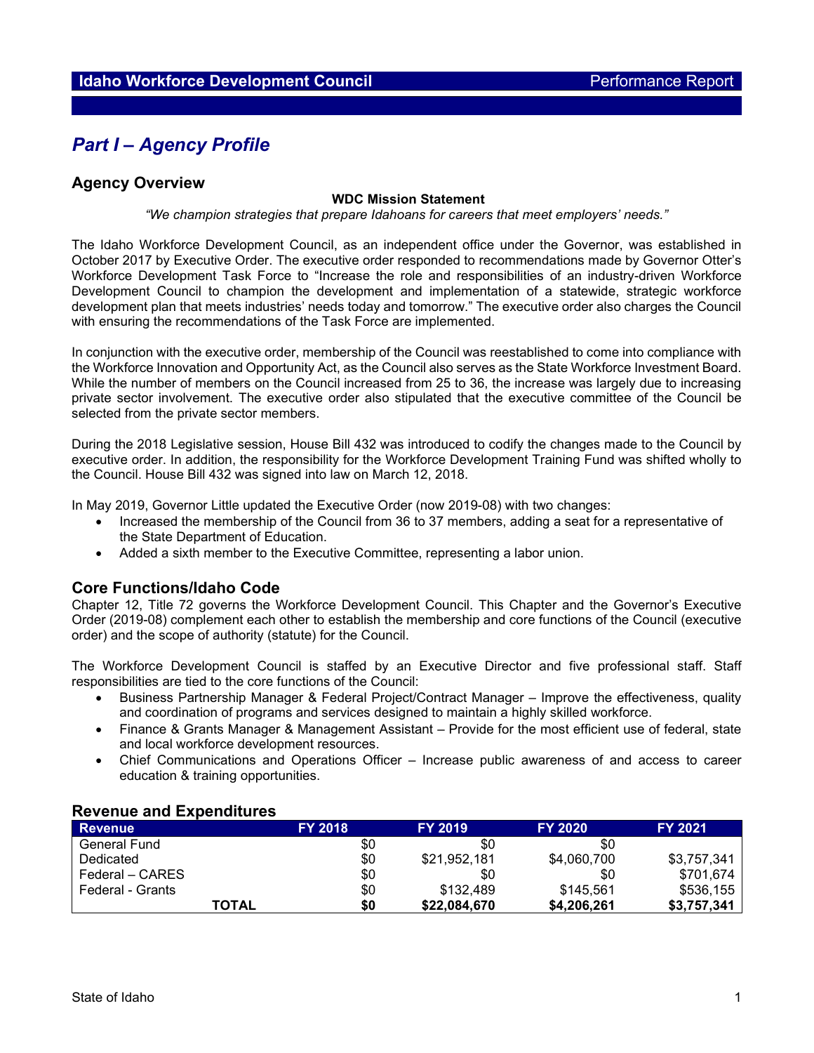# Part I – Agency Profile

## Agency Overview

**WDC Mission Statement**

*"We champion strategies that prepare Idahoans for careers that meet employers' needs."*

The Idaho Workforce Development Council, as an independent office under the Governor, was established in October 2017 by Executive Order. The executive order responded to recommendations made by Governor Otter's Workforce Development Task Force to "Increase the role and responsibilities of an industry-driven Workforce Development Council to champion the development and implementation of a statewide, strategic workforce development plan that meets industries' needs today and tomorrow." The executive order also charges the Council with ensuring the recommendations of the Task Force are implemented.

In conjunction with the executive order, membership of the Council was reestablished to come into compliance with the Workforce Innovation and Opportunity Act, as the Council also serves as the State Workforce Investment Board. While the number of members on the Council increased from 25 to 36, the increase was largely due to increasing private sector involvement. The executive order also stipulated that the executive committee of the Council be selected from the private sector members.

During the 2018 Legislative session, House Bill 432 was introduced to codify the changes made to the Council by executive order. In addition, the responsibility for the Workforce Development Training Fund was shifted wholly to the Council. House Bill 432 was signed into law on March 12, 2018.

In May 2019, Governor Little updated the Executive Order (now 2019-08) with two changes:

- Increased the membership of the Council from 36 to 37 members, adding a seat for a representative of the State Department of Education.
- Added a sixth member to the Executive Committee, representing a labor union.

## Core Functions/Idaho Code

Chapter 12, Title 72 governs the Workforce Development Council. This Chapter and the Governor's Executive Order (2019-08) complement each other to establish the membership and core functions of the Council (executive order) and the scope of authority (statute) for the Council.

The Workforce Development Council is staffed by an Executive Director and five professional staff. Staff responsibilities are tied to the core functions of the Council:

- Business Partnership Manager & Federal Project/Contract Manager – Improve the effectiveness, quality and coordination of programs and services designed to maintain a highly skilled workforce.
- Finance & Grants Manager & Management Assistant – Provide for the most efficient use of federal, state and local workforce development resources.
- Chief Communications and Operations Officer – Increase public awareness of and access to career education & training opportunities.

## Revenue and Expenditures

| Revenue | FY 2018 | FY 2019 | FY 2020 | FY 2021 |
|---|---|---|---|---|
| General Fund | $0 | $0 | $0 | |
| Dedicated | $0 | $21,952,181 | $4,060,700 | $3,757,341 |
| Federal – CARES | $0 | $0 | $0 | $701,674 |
| Federal - Grants | $0 | $132,489 | $145,561 | $536,155 |
| **TOTAL** | **$0** | **$22,084,670** | **$4,206,261** | **$3,757,341** |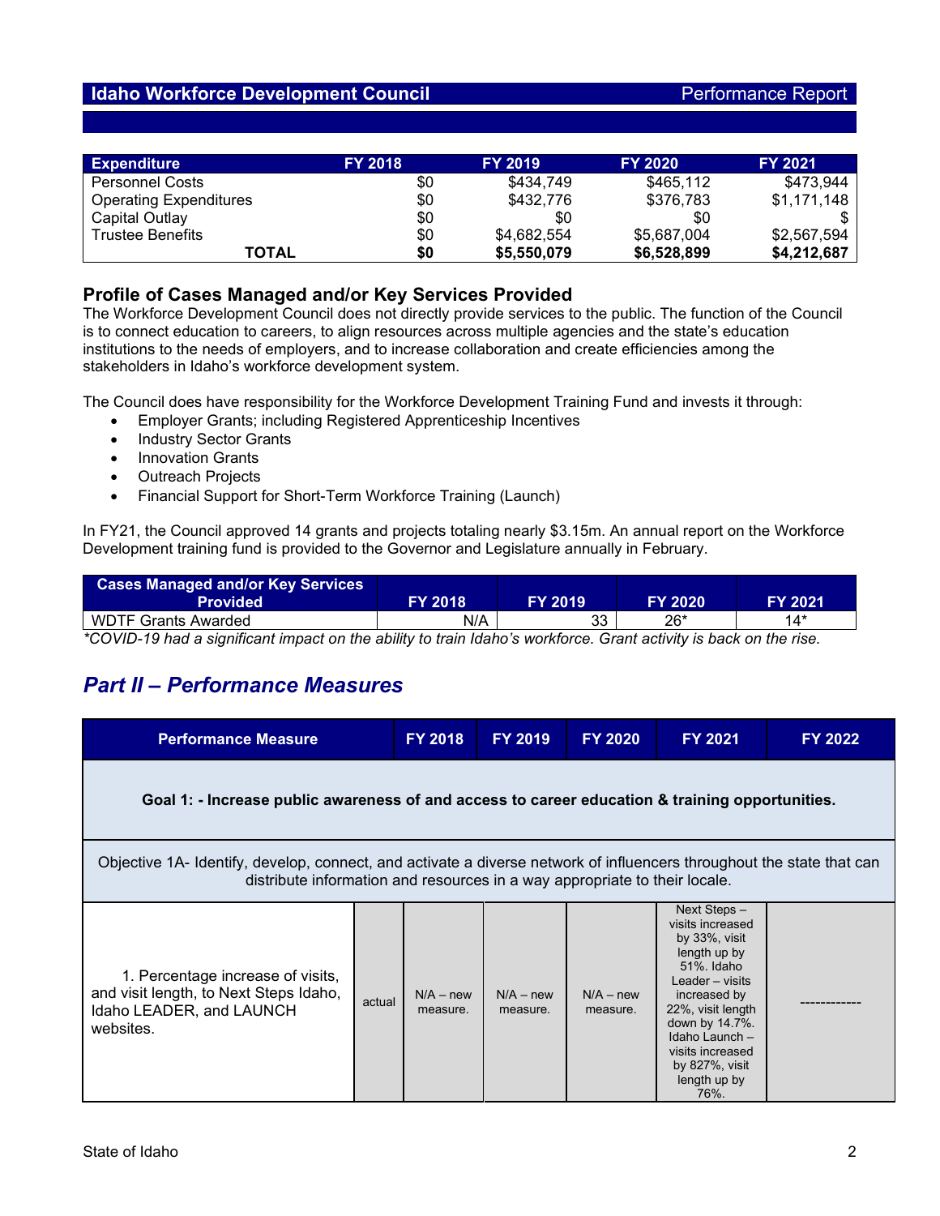## Idaho Workforce Development Council — Performance Report

| Expenditure | FY 2018 | FY 2019 | FY 2020 | FY 2021 |
|---|---|---|---|---|
| Personnel Costs | $0 | $434,749 | $465,112 | $473,944 |
| Operating Expenditures | $0 | $432,776 | $376,783 | $1,171,148 |
| Capital Outlay | $0 | $0 | $0 | $ |
| Trustee Benefits | $0 | $4,682,554 | $5,687,004 | $2,567,594 |
| **TOTAL** | **$0** | **$5,550,079** | **$6,528,899** | **$4,212,687** |

### Profile of Cases Managed and/or Key Services Provided

The Workforce Development Council does not directly provide services to the public. The function of the Council is to connect education to careers, to align resources across multiple agencies and the state's education institutions to the needs of employers, and to increase collaboration and create efficiencies among the stakeholders in Idaho's workforce development system.

The Council does have responsibility for the Workforce Development Training Fund and invests it through:

- Employer Grants; including Registered Apprenticeship Incentives
- Industry Sector Grants
- Innovation Grants
- Outreach Projects
- Financial Support for Short-Term Workforce Training (Launch)

In FY21, the Council approved 14 grants and projects totaling nearly $3.15m. An annual report on the Workforce Development training fund is provided to the Governor and Legislature annually in February.

| Cases Managed and/or Key Services Provided | FY 2018 | FY 2019 | FY 2020 | FY 2021 |
|---|---|---|---|---|
| WDTF Grants Awarded | N/A | 33 | 26* | 14* |

*COVID-19 had a significant impact on the ability to train Idaho's workforce. Grant activity is back on the rise.*

## *Part II – Performance Measures*

| Performance Measure | | FY 2018 | FY 2019 | FY 2020 | FY 2021 | FY 2022 |
|---|---|---|---|---|---|---|
| **Goal 1: - Increase public awareness of and access to career education & training opportunities.** | | | | | | |
| Objective 1A- Identify, develop, connect, and activate a diverse network of influencers throughout the state that can distribute information and resources in a way appropriate to their locale. | | | | | | |
| 1. Percentage increase of visits, and visit length, to Next Steps Idaho, Idaho LEADER, and LAUNCH websites. | actual | N/A – new measure. | N/A – new measure. | N/A – new measure. | Next Steps – visits increased by 33%, visit length up by 51%. Idaho Leader – visits increased by 22%, visit length down by 14.7%. Idaho Launch – visits increased by 827%, visit length up by 76%. | ----------- |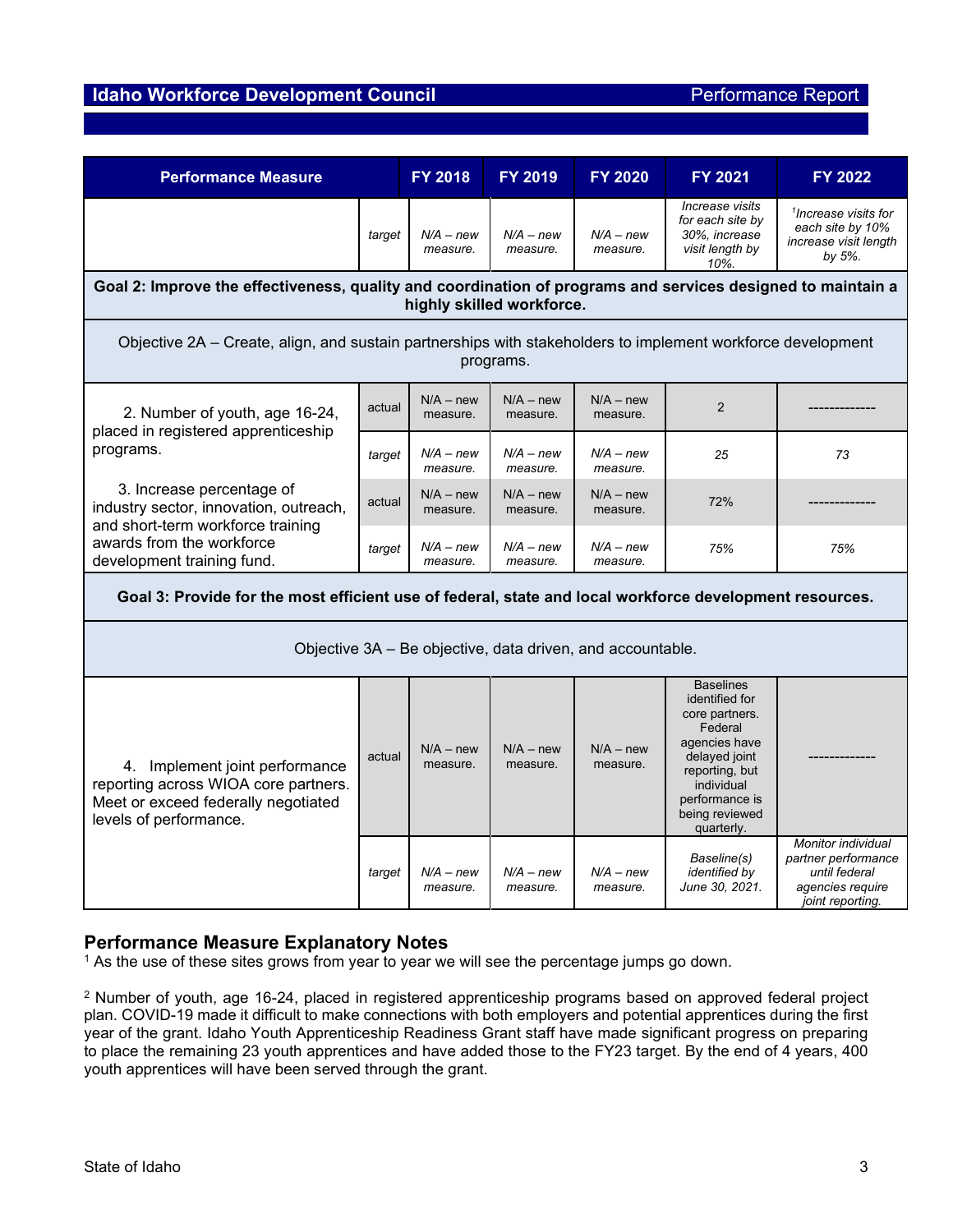## Idaho Workforce Development Council — Performance Report

| Performance Measure | | FY 2018 | FY 2019 | FY 2020 | FY 2021 | FY 2022 |
|---|---|---|---|---|---|---|
| | target | *N/A – new measure.* | *N/A – new measure.* | *N/A – new measure.* | *Increase visits for each site by 30%, increase visit length by 10%.* | *[1]Increase visits for each site by 10% increase visit length by 5%.* |
| **Goal 2: Improve the effectiveness, quality and coordination of programs and services designed to maintain a highly skilled workforce.** | | | | | | |
| Objective 2A – Create, align, and sustain partnerships with stakeholders to implement workforce development programs. | | | | | | |
| 2. Number of youth, age 16-24, placed in registered apprenticeship programs. | actual | N/A – new measure. | N/A – new measure. | N/A – new measure. | 2 | ------------- |
| | target | *N/A – new measure.* | *N/A – new measure.* | *N/A – new measure.* | *25* | *73* |
| 3. Increase percentage of industry sector, innovation, outreach, and short-term workforce training awards from the workforce development training fund. | actual | N/A – new measure. | N/A – new measure. | N/A – new measure. | 72% | ------------- |
| | target | *N/A – new measure.* | *N/A – new measure.* | *N/A – new measure.* | *75%* | *75%* |
| **Goal 3: Provide for the most efficient use of federal, state and local workforce development resources.** | | | | | | |
| Objective 3A – Be objective, data driven, and accountable. | | | | | | |
| 4. Implement joint performance reporting across WIOA core partners. Meet or exceed federally negotiated levels of performance. | actual | N/A – new measure. | N/A – new measure. | N/A – new measure. | Baselines identified for core partners. Federal agencies have delayed joint reporting, but individual performance is being reviewed quarterly. | ------------- |
| | target | *N/A – new measure.* | *N/A – new measure.* | *N/A – new measure.* | *Baseline(s) identified by June 30, 2021.* | *Monitor individual partner performance until federal agencies require joint reporting.* |

### Performance Measure Explanatory Notes

[1] As the use of these sites grows from year to year we will see the percentage jumps go down.

[2] Number of youth, age 16-24, placed in registered apprenticeship programs based on approved federal project plan. COVID-19 made it difficult to make connections with both employers and potential apprentices during the first year of the grant. Idaho Youth Apprenticeship Readiness Grant staff have made significant progress on preparing to place the remaining 23 youth apprentices and have added those to the FY23 target. By the end of 4 years, 400 youth apprentices will have been served through the grant.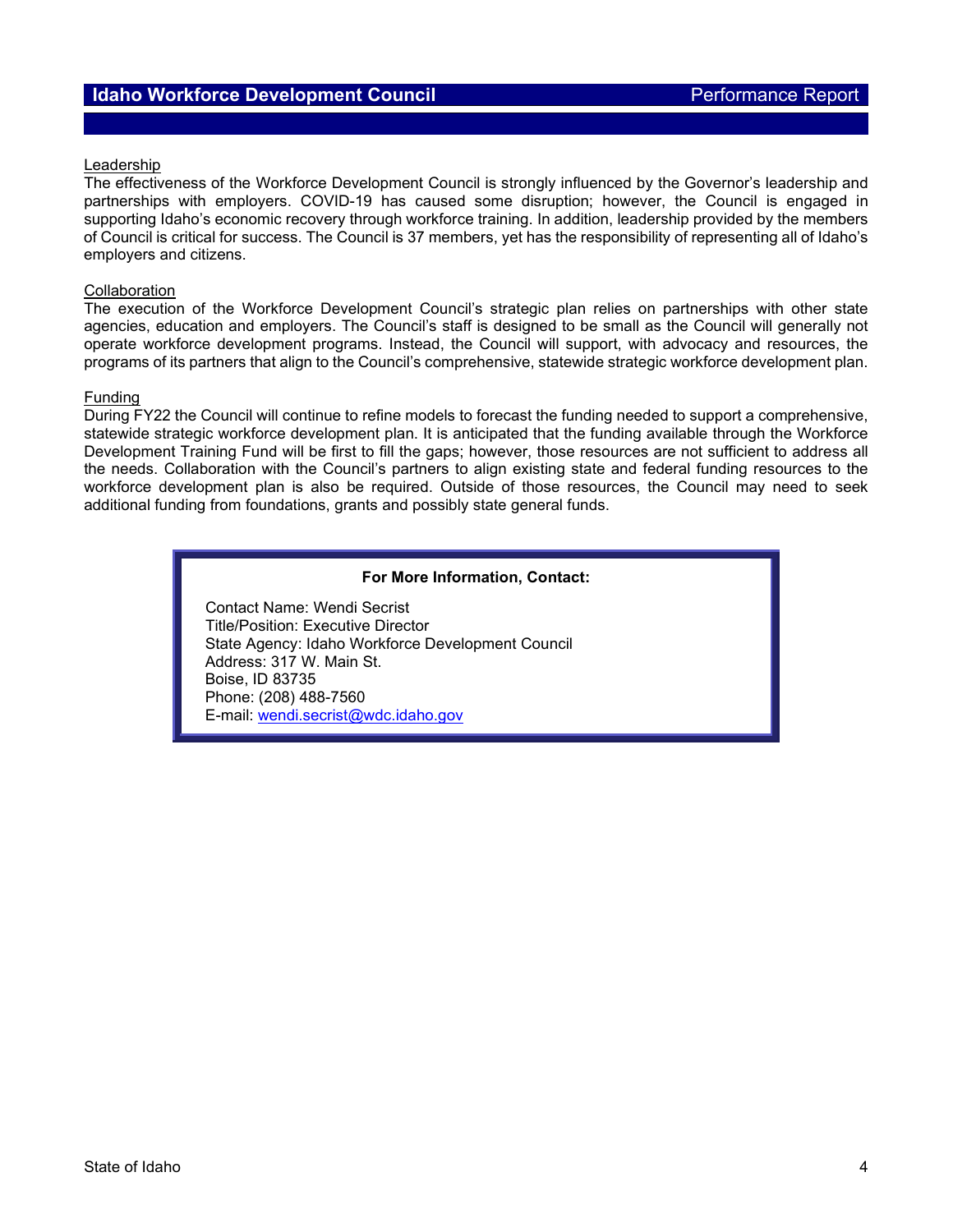Leadership

The effectiveness of the Workforce Development Council is strongly influenced by the Governor's leadership and partnerships with employers. COVID-19 has caused some disruption; however, the Council is engaged in supporting Idaho's economic recovery through workforce training. In addition, leadership provided by the members of Council is critical for success. The Council is 37 members, yet has the responsibility of representing all of Idaho's employers and citizens.

Collaboration

The execution of the Workforce Development Council's strategic plan relies on partnerships with other state agencies, education and employers. The Council's staff is designed to be small as the Council will generally not operate workforce development programs. Instead, the Council will support, with advocacy and resources, the programs of its partners that align to the Council's comprehensive, statewide strategic workforce development plan.

Funding

During FY22 the Council will continue to refine models to forecast the funding needed to support a comprehensive, statewide strategic workforce development plan. It is anticipated that the funding available through the Workforce Development Training Fund will be first to fill the gaps; however, those resources are not sufficient to address all the needs. Collaboration with the Council's partners to align existing state and federal funding resources to the workforce development plan is also be required. Outside of those resources, the Council may need to seek additional funding from foundations, grants and possibly state general funds.

**For More Information, Contact:**

Contact Name: Wendi Secrist
Title/Position: Executive Director
State Agency: Idaho Workforce Development Council
Address: 317 W. Main St.
Boise, ID 83735
Phone: (208) 488-7560
E-mail: wendi.secrist@wdc.idaho.gov